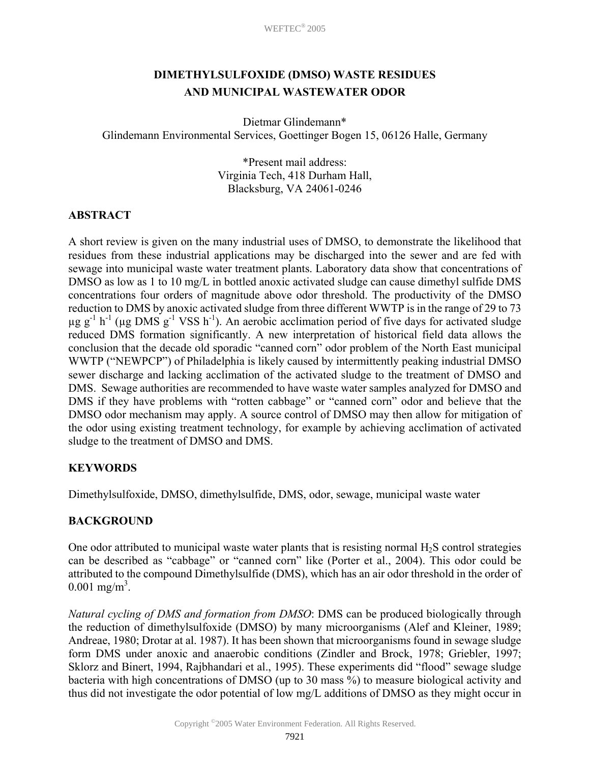# DIMETHYLSULFOXIDE (DMSO) WASTE RESIDUES AND MUNICIPAL WASTEWATER ODOR

Dietmar Glindemann*
Glindemann Environmental Services, Goettinger Bogen 15, 06126 Halle, Germany

*Present mail address:
Virginia Tech, 418 Durham Hall,
Blacksburg, VA 24061-0246

## ABSTRACT

A short review is given on the many industrial uses of DMSO, to demonstrate the likelihood that residues from these industrial applications may be discharged into the sewer and are fed with sewage into municipal waste water treatment plants. Laboratory data show that concentrations of DMSO as low as 1 to 10 mg/L in bottled anoxic activated sludge can cause dimethyl sulfide DMS concentrations four orders of magnitude above odor threshold. The productivity of the DMSO reduction to DMS by anoxic activated sludge from three different WWTP is in the range of 29 to 73 $\mu g\ g^{-1}\ h^{-1}$ ($\mu g$ DMS $g^{-1}$ VSS $h^{-1}$). An aerobic acclimation period of five days for activated sludge reduced DMS formation significantly. A new interpretation of historical field data allows the conclusion that the decade old sporadic "canned corn" odor problem of the North East municipal WWTP ("NEWPCP") of Philadelphia is likely caused by intermittently peaking industrial DMSO sewer discharge and lacking acclimation of the activated sludge to the treatment of DMSO and DMS. Sewage authorities are recommended to have waste water samples analyzed for DMSO and DMS if they have problems with "rotten cabbage" or "canned corn" odor and believe that the DMSO odor mechanism may apply. A source control of DMSO may then allow for mitigation of the odor using existing treatment technology, for example by achieving acclimation of activated sludge to the treatment of DMSO and DMS.

## KEYWORDS

Dimethylsulfoxide, DMSO, dimethylsulfide, DMS, odor, sewage, municipal waste water

## BACKGROUND

One odor attributed to municipal waste water plants that is resisting normal $H_2S$ control strategies can be described as "cabbage" or "canned corn" like (Porter et al., 2004). This odor could be attributed to the compound Dimethylsulfide (DMS), which has an air odor threshold in the order of 0.001 $mg/m^3$.

*Natural cycling of DMS and formation from DMSO*: DMS can be produced biologically through the reduction of dimethylsulfoxide (DMSO) by many microorganisms (Alef and Kleiner, 1989; Andreae, 1980; Drotar at al. 1987). It has been shown that microorganisms found in sewage sludge form DMS under anoxic and anaerobic conditions (Zindler and Brock, 1978; Griebler, 1997; Sklorz and Binert, 1994, Rajbhandari et al., 1995). These experiments did "flood" sewage sludge bacteria with high concentrations of DMSO (up to 30 mass %) to measure biological activity and thus did not investigate the odor potential of low mg/L additions of DMSO as they might occur in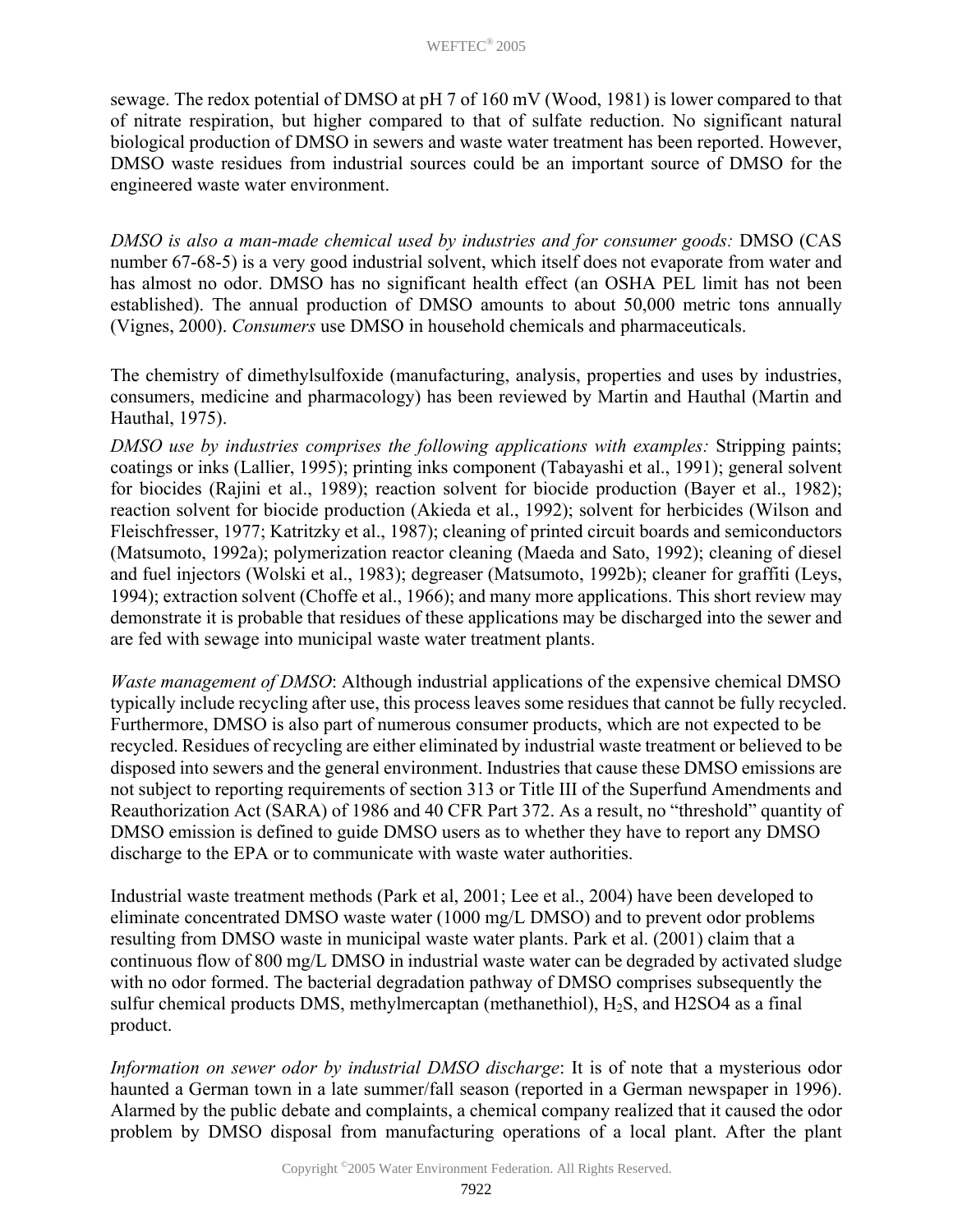sewage. The redox potential of DMSO at pH 7 of 160 mV (Wood, 1981) is lower compared to that of nitrate respiration, but higher compared to that of sulfate reduction. No significant natural biological production of DMSO in sewers and waste water treatment has been reported. However, DMSO waste residues from industrial sources could be an important source of DMSO for the engineered waste water environment.

*DMSO is also a man-made chemical used by industries and for consumer goods:* DMSO (CAS number 67-68-5) is a very good industrial solvent, which itself does not evaporate from water and has almost no odor. DMSO has no significant health effect (an OSHA PEL limit has not been established). The annual production of DMSO amounts to about 50,000 metric tons annually (Vignes, 2000). *Consumers* use DMSO in household chemicals and pharmaceuticals.

The chemistry of dimethylsulfoxide (manufacturing, analysis, properties and uses by industries, consumers, medicine and pharmacology) has been reviewed by Martin and Hauthal (Martin and Hauthal, 1975).

*DMSO use by industries comprises the following applications with examples:* Stripping paints; coatings or inks (Lallier, 1995); printing inks component (Tabayashi et al., 1991); general solvent for biocides (Rajini et al., 1989); reaction solvent for biocide production (Bayer et al., 1982); reaction solvent for biocide production (Akieda et al., 1992); solvent for herbicides (Wilson and Fleischfresser, 1977; Katritzky et al., 1987); cleaning of printed circuit boards and semiconductors (Matsumoto, 1992a); polymerization reactor cleaning (Maeda and Sato, 1992); cleaning of diesel and fuel injectors (Wolski et al., 1983); degreaser (Matsumoto, 1992b); cleaner for graffiti (Leys, 1994); extraction solvent (Choffe et al., 1966); and many more applications. This short review may demonstrate it is probable that residues of these applications may be discharged into the sewer and are fed with sewage into municipal waste water treatment plants.

*Waste management of DMSO*: Although industrial applications of the expensive chemical DMSO typically include recycling after use, this process leaves some residues that cannot be fully recycled. Furthermore, DMSO is also part of numerous consumer products, which are not expected to be recycled. Residues of recycling are either eliminated by industrial waste treatment or believed to be disposed into sewers and the general environment. Industries that cause these DMSO emissions are not subject to reporting requirements of section 313 or Title III of the Superfund Amendments and Reauthorization Act (SARA) of 1986 and 40 CFR Part 372. As a result, no "threshold" quantity of DMSO emission is defined to guide DMSO users as to whether they have to report any DMSO discharge to the EPA or to communicate with waste water authorities.

Industrial waste treatment methods (Park et al, 2001; Lee et al., 2004) have been developed to eliminate concentrated DMSO waste water (1000 mg/L DMSO) and to prevent odor problems resulting from DMSO waste in municipal waste water plants. Park et al. (2001) claim that a continuous flow of 800 mg/L DMSO in industrial waste water can be degraded by activated sludge with no odor formed. The bacterial degradation pathway of DMSO comprises subsequently the sulfur chemical products DMS, methylmercaptan (methanethiol), $H_2S$, and $H_2SO_4$ as a final product.

*Information on sewer odor by industrial DMSO discharge*: It is of note that a mysterious odor haunted a German town in a late summer/fall season (reported in a German newspaper in 1996). Alarmed by the public debate and complaints, a chemical company realized that it caused the odor problem by DMSO disposal from manufacturing operations of a local plant. After the plant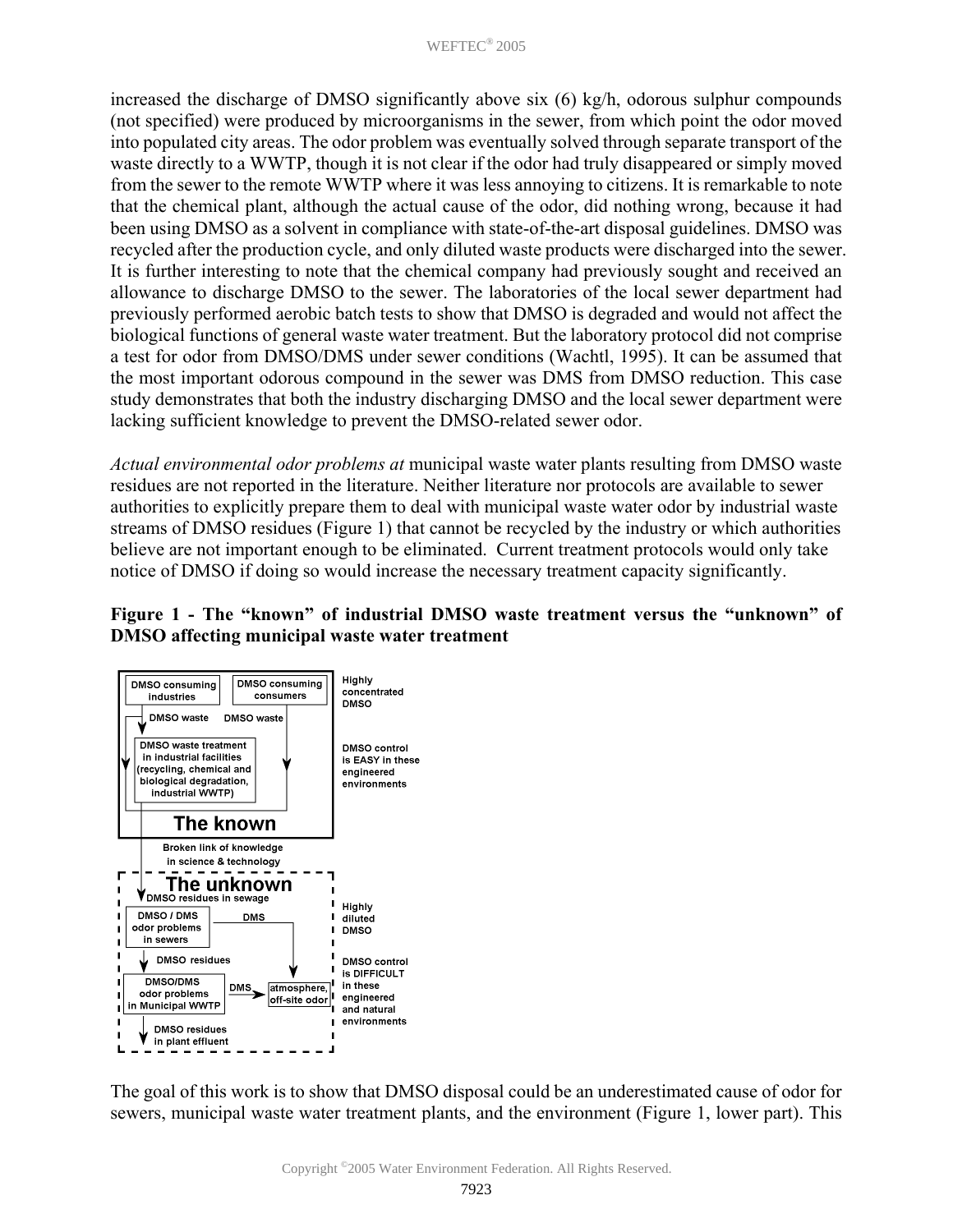increased the discharge of DMSO significantly above six (6) kg/h, odorous sulphur compounds (not specified) were produced by microorganisms in the sewer, from which point the odor moved into populated city areas. The odor problem was eventually solved through separate transport of the waste directly to a WWTP, though it is not clear if the odor had truly disappeared or simply moved from the sewer to the remote WWTP where it was less annoying to citizens. It is remarkable to note that the chemical plant, although the actual cause of the odor, did nothing wrong, because it had been using DMSO as a solvent in compliance with state-of-the-art disposal guidelines. DMSO was recycled after the production cycle, and only diluted waste products were discharged into the sewer. It is further interesting to note that the chemical company had previously sought and received an allowance to discharge DMSO to the sewer. The laboratories of the local sewer department had previously performed aerobic batch tests to show that DMSO is degraded and would not affect the biological functions of general waste water treatment. But the laboratory protocol did not comprise a test for odor from DMSO/DMS under sewer conditions (Wachtl, 1995). It can be assumed that the most important odorous compound in the sewer was DMS from DMSO reduction. This case study demonstrates that both the industry discharging DMSO and the local sewer department were lacking sufficient knowledge to prevent the DMSO-related sewer odor.

*Actual environmental odor problems at* municipal waste water plants resulting from DMSO waste residues are not reported in the literature. Neither literature nor protocols are available to sewer authorities to explicitly prepare them to deal with municipal waste water odor by industrial waste streams of DMSO residues (Figure 1) that cannot be recycled by the industry or which authorities believe are not important enough to be eliminated. Current treatment protocols would only take notice of DMSO if doing so would increase the necessary treatment capacity significantly.

**Figure 1 - The "known" of industrial DMSO waste treatment versus the "unknown" of DMSO affecting municipal waste water treatment**

DMSO consuming industries
DMSO consuming consumers
Highly concentrated DMSO
DMSO waste
DMSO waste
DMSO waste treatment in industrial facilities (recycling, chemical and biological degradation, industrial WWTP)
DMSO control is EASY in these engineered environments
The known
Broken link of knowledge in science & technology
The unknown
DMSO residues in sewage
DMSO / DMS odor problems in sewers
DMS
Highly diluted DMSO
DMSO residues
DMSO control is DIFFICULT in these engineered and natural environments
DMSO/DMS odor problems in Municipal WWTP
DMS
atmosphere, off-site odor
DMSO residues in plant effluent

The goal of this work is to show that DMSO disposal could be an underestimated cause of odor for sewers, municipal waste water treatment plants, and the environment (Figure 1, lower part). This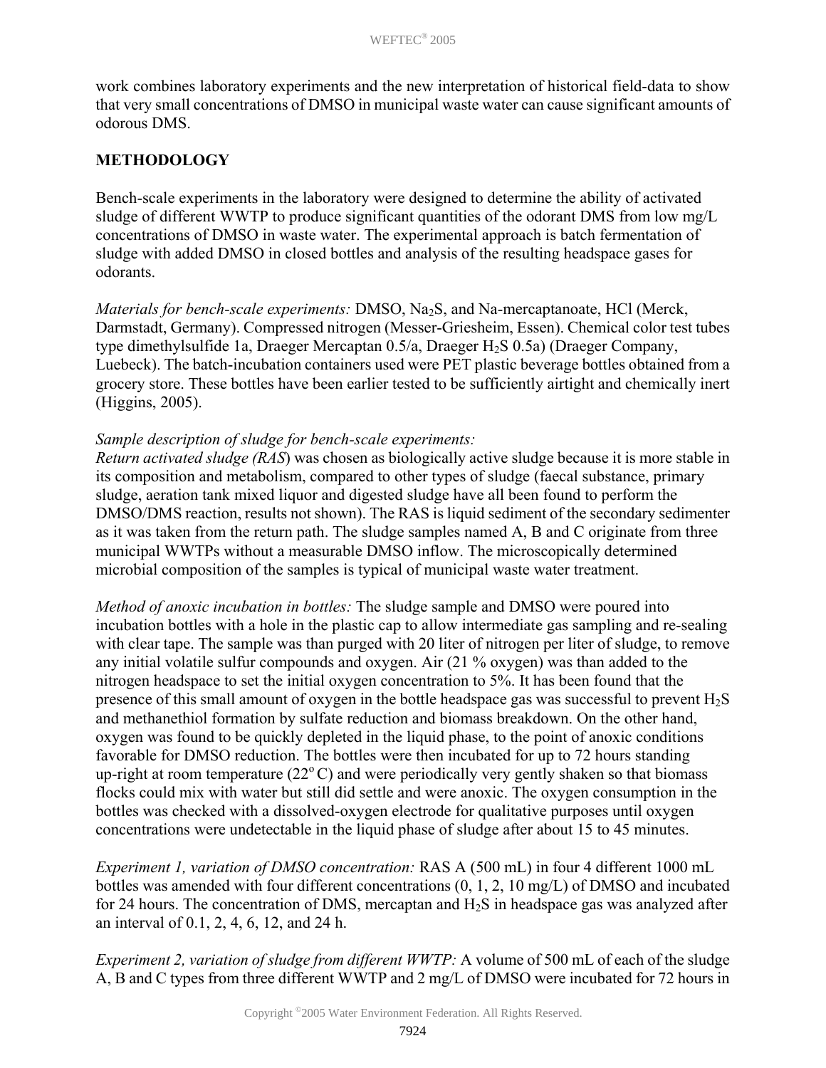work combines laboratory experiments and the new interpretation of historical field-data to show that very small concentrations of DMSO in municipal waste water can cause significant amounts of odorous DMS.

## METHODOLOGY

Bench-scale experiments in the laboratory were designed to determine the ability of activated sludge of different WWTP to produce significant quantities of the odorant DMS from low mg/L concentrations of DMSO in waste water. The experimental approach is batch fermentation of sludge with added DMSO in closed bottles and analysis of the resulting headspace gases for odorants.

*Materials for bench-scale experiments:* DMSO, $Na_2S$, and Na-mercaptanoate, HCl (Merck, Darmstadt, Germany). Compressed nitrogen (Messer-Griesheim, Essen). Chemical color test tubes type dimethylsulfide 1a, Draeger Mercaptan 0.5/a, Draeger $H_2S$ 0.5a) (Draeger Company, Luebeck). The batch-incubation containers used were PET plastic beverage bottles obtained from a grocery store. These bottles have been earlier tested to be sufficiently airtight and chemically inert (Higgins, 2005).

*Sample description of sludge for bench-scale experiments:*
*Return activated sludge (RAS*) was chosen as biologically active sludge because it is more stable in its composition and metabolism, compared to other types of sludge (faecal substance, primary sludge, aeration tank mixed liquor and digested sludge have all been found to perform the DMSO/DMS reaction, results not shown). The RAS is liquid sediment of the secondary sedimenter as it was taken from the return path. The sludge samples named A, B and C originate from three municipal WWTPs without a measurable DMSO inflow. The microscopically determined microbial composition of the samples is typical of municipal waste water treatment.

*Method of anoxic incubation in bottles:* The sludge sample and DMSO were poured into incubation bottles with a hole in the plastic cap to allow intermediate gas sampling and re-sealing with clear tape. The sample was than purged with 20 liter of nitrogen per liter of sludge, to remove any initial volatile sulfur compounds and oxygen. Air (21 % oxygen) was than added to the nitrogen headspace to set the initial oxygen concentration to 5%. It has been found that the presence of this small amount of oxygen in the bottle headspace gas was successful to prevent $H_2S$ and methanethiol formation by sulfate reduction and biomass breakdown. On the other hand, oxygen was found to be quickly depleted in the liquid phase, to the point of anoxic conditions favorable for DMSO reduction. The bottles were then incubated for up to 72 hours standing up-right at room temperature (22$^{o}$ C) and were periodically very gently shaken so that biomass flocks could mix with water but still did settle and were anoxic. The oxygen consumption in the bottles was checked with a dissolved-oxygen electrode for qualitative purposes until oxygen concentrations were undetectable in the liquid phase of sludge after about 15 to 45 minutes.

*Experiment 1, variation of DMSO concentration:* RAS A (500 mL) in four 4 different 1000 mL bottles was amended with four different concentrations (0, 1, 2, 10 mg/L) of DMSO and incubated for 24 hours. The concentration of DMS, mercaptan and $H_2S$ in headspace gas was analyzed after an interval of 0.1, 2, 4, 6, 12, and 24 h.

*Experiment 2, variation of sludge from different WWTP:* A volume of 500 mL of each of the sludge A, B and C types from three different WWTP and 2 mg/L of DMSO were incubated for 72 hours in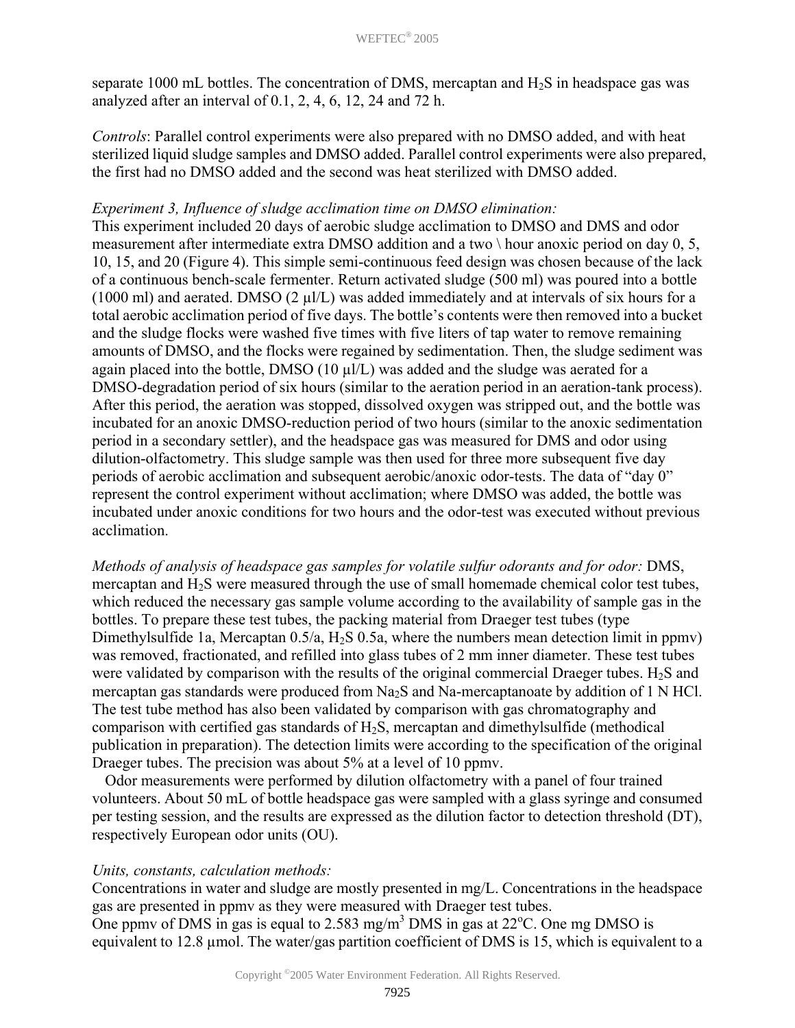separate 1000 mL bottles. The concentration of DMS, mercaptan and $H_2S$ in headspace gas was analyzed after an interval of 0.1, 2, 4, 6, 12, 24 and 72 h.

*Controls*: Parallel control experiments were also prepared with no DMSO added, and with heat sterilized liquid sludge samples and DMSO added. Parallel control experiments were also prepared, the first had no DMSO added and the second was heat sterilized with DMSO added.

*Experiment 3, Influence of sludge acclimation time on DMSO elimination:*
This experiment included 20 days of aerobic sludge acclimation to DMSO and DMS and odor measurement after intermediate extra DMSO addition and a two \ hour anoxic period on day 0, 5, 10, 15, and 20 (Figure 4). This simple semi-continuous feed design was chosen because of the lack of a continuous bench-scale fermenter. Return activated sludge (500 ml) was poured into a bottle (1000 ml) and aerated. DMSO (2 µl/L) was added immediately and at intervals of six hours for a total aerobic acclimation period of five days. The bottle's contents were then removed into a bucket and the sludge flocks were washed five times with five liters of tap water to remove remaining amounts of DMSO, and the flocks were regained by sedimentation. Then, the sludge sediment was again placed into the bottle, DMSO (10 µl/L) was added and the sludge was aerated for a DMSO-degradation period of six hours (similar to the aeration period in an aeration-tank process). After this period, the aeration was stopped, dissolved oxygen was stripped out, and the bottle was incubated for an anoxic DMSO-reduction period of two hours (similar to the anoxic sedimentation period in a secondary settler), and the headspace gas was measured for DMS and odor using dilution-olfactometry. This sludge sample was then used for three more subsequent five day periods of aerobic acclimation and subsequent aerobic/anoxic odor-tests. The data of "day 0" represent the control experiment without acclimation; where DMSO was added, the bottle was incubated under anoxic conditions for two hours and the odor-test was executed without previous acclimation.

*Methods of analysis of headspace gas samples for volatile sulfur odorants and for odor:* DMS, mercaptan and $H_2S$ were measured through the use of small homemade chemical color test tubes, which reduced the necessary gas sample volume according to the availability of sample gas in the bottles. To prepare these test tubes, the packing material from Draeger test tubes (type Dimethylsulfide 1a, Mercaptan 0.5/a, $H_2S$ 0.5a, where the numbers mean detection limit in ppmv) was removed, fractionated, and refilled into glass tubes of 2 mm inner diameter. These test tubes were validated by comparison with the results of the original commercial Draeger tubes. $H_2S$ and mercaptan gas standards were produced from $Na_2S$ and Na-mercaptanoate by addition of 1 N HCl. The test tube method has also been validated by comparison with gas chromatography and comparison with certified gas standards of $H_2S$, mercaptan and dimethylsulfide (methodical publication in preparation). The detection limits were according to the specification of the original Draeger tubes. The precision was about 5% at a level of 10 ppmv.

Odor measurements were performed by dilution olfactometry with a panel of four trained volunteers. About 50 mL of bottle headspace gas were sampled with a glass syringe and consumed per testing session, and the results are expressed as the dilution factor to detection threshold (DT), respectively European odor units (OU).

*Units, constants, calculation methods:*
Concentrations in water and sludge are mostly presented in mg/L. Concentrations in the headspace gas are presented in ppmv as they were measured with Draeger test tubes.
One ppmv of DMS in gas is equal to 2.583 $mg/m^3$ DMS in gas at 22°C. One mg DMSO is equivalent to 12.8 µmol. The water/gas partition coefficient of DMS is 15, which is equivalent to a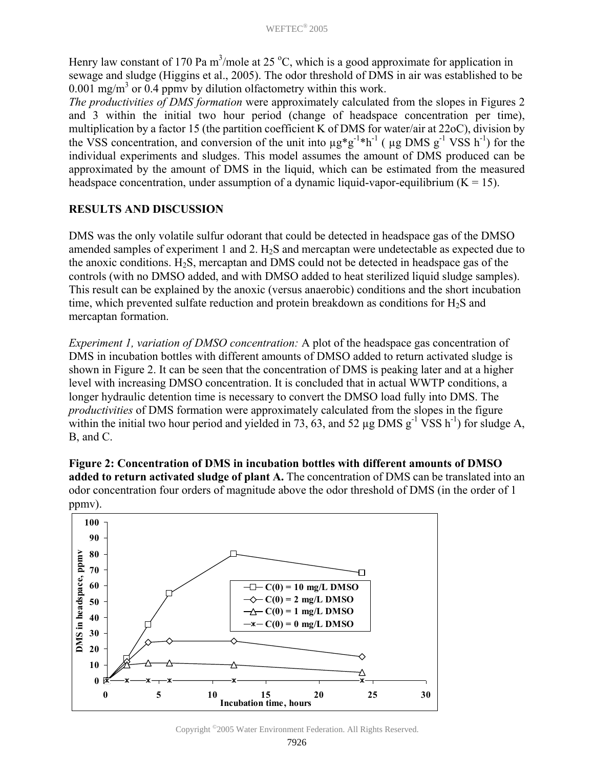Henry law constant of 170 Pa m$^3$/mole at 25 $^oC$, which is a good approximate for application in sewage and sludge (Higgins et al., 2005). The odor threshold of DMS in air was established to be 0.001 mg/m$^3$ or 0.4 ppmv by dilution olfactometry within this work.

*The productivities of DMS formation* were approximately calculated from the slopes in Figures 2 and 3 within the initial two hour period (change of headspace concentration per time), multiplication by a factor 15 (the partition coefficient K of DMS for water/air at 22oC), division by the VSS concentration, and conversion of the unit into $\mu g*g^{-1}*h^{-1}$ ( $\mu$g DMS $g^{-1}$ VSS $h^{-1}$) for the individual experiments and sludges. This model assumes the amount of DMS produced can be approximated by the amount of DMS in the liquid, which can be estimated from the measured headspace concentration, under assumption of a dynamic liquid-vapor-equilibrium (K = 15).

## RESULTS AND DISCUSSION

DMS was the only volatile sulfur odorant that could be detected in headspace gas of the DMSO amended samples of experiment 1 and 2. $H_2S$ and mercaptan were undetectable as expected due to the anoxic conditions. $H_2S$, mercaptan and DMS could not be detected in headspace gas of the controls (with no DMSO added, and with DMSO added to heat sterilized liquid sludge samples). This result can be explained by the anoxic (versus anaerobic) conditions and the short incubation time, which prevented sulfate reduction and protein breakdown as conditions for $H_2S$ and mercaptan formation.

*Experiment 1, variation of DMSO concentration:* A plot of the headspace gas concentration of DMS in incubation bottles with different amounts of DMSO added to return activated sludge is shown in Figure 2. It can be seen that the concentration of DMS is peaking later and at a higher level with increasing DMSO concentration. It is concluded that in actual WWTP conditions, a longer hydraulic detention time is necessary to convert the DMSO load fully into DMS. The *productivities* of DMS formation were approximately calculated from the slopes in the figure within the initial two hour period and yielded in 73, 63, and 52 $\mu$g DMS $g^{-1}$ VSS $h^{-1}$) for sludge A, B, and C.

**Figure 2: Concentration of DMS in incubation bottles with different amounts of DMSO added to return activated sludge of plant A.** The concentration of DMS can be translated into an odor concentration four orders of magnitude above the odor threshold of DMS (in the order of 1 ppmv).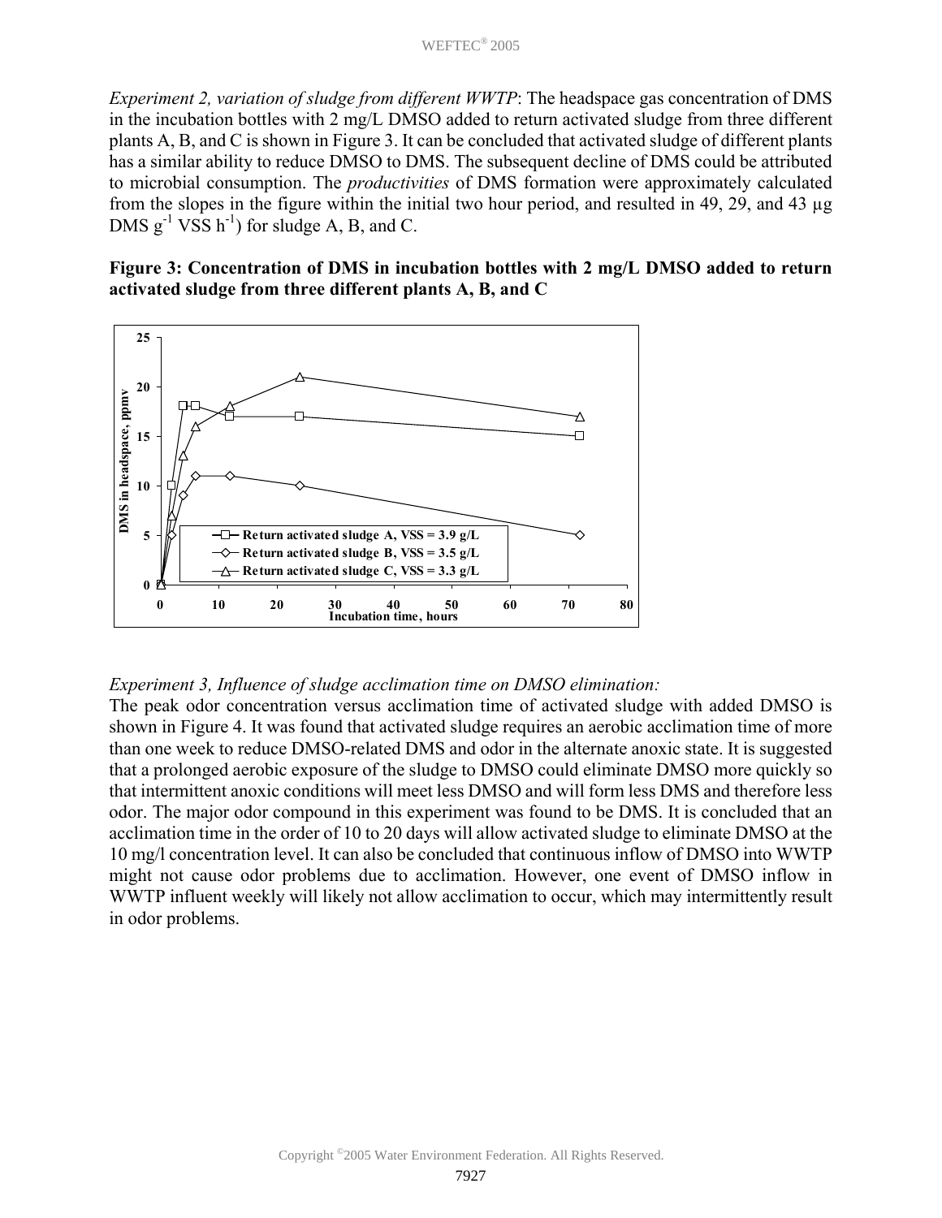*Experiment 2, variation of sludge from different WWTP*: The headspace gas concentration of DMS in the incubation bottles with 2 mg/L DMSO added to return activated sludge from three different plants A, B, and C is shown in Figure 3. It can be concluded that activated sludge of different plants has a similar ability to reduce DMSO to DMS. The subsequent decline of DMS could be attributed to microbial consumption. The *productivities* of DMS formation were approximately calculated from the slopes in the figure within the initial two hour period, and resulted in 49, 29, and 43 μg DMS $g^{-1}$ VSS $h^{-1}$) for sludge A, B, and C.

**Figure 3: Concentration of DMS in incubation bottles with 2 mg/L DMSO added to return activated sludge from three different plants A, B, and C**

*Experiment 3, Influence of sludge acclimation time on DMSO elimination:*

The peak odor concentration versus acclimation time of activated sludge with added DMSO is shown in Figure 4. It was found that activated sludge requires an aerobic acclimation time of more than one week to reduce DMSO-related DMS and odor in the alternate anoxic state. It is suggested that a prolonged aerobic exposure of the sludge to DMSO could eliminate DMSO more quickly so that intermittent anoxic conditions will meet less DMSO and will form less DMS and therefore less odor. The major odor compound in this experiment was found to be DMS. It is concluded that an acclimation time in the order of 10 to 20 days will allow activated sludge to eliminate DMSO at the 10 mg/l concentration level. It can also be concluded that continuous inflow of DMSO into WWTP might not cause odor problems due to acclimation. However, one event of DMSO inflow in WWTP influent weekly will likely not allow acclimation to occur, which may intermittently result in odor problems.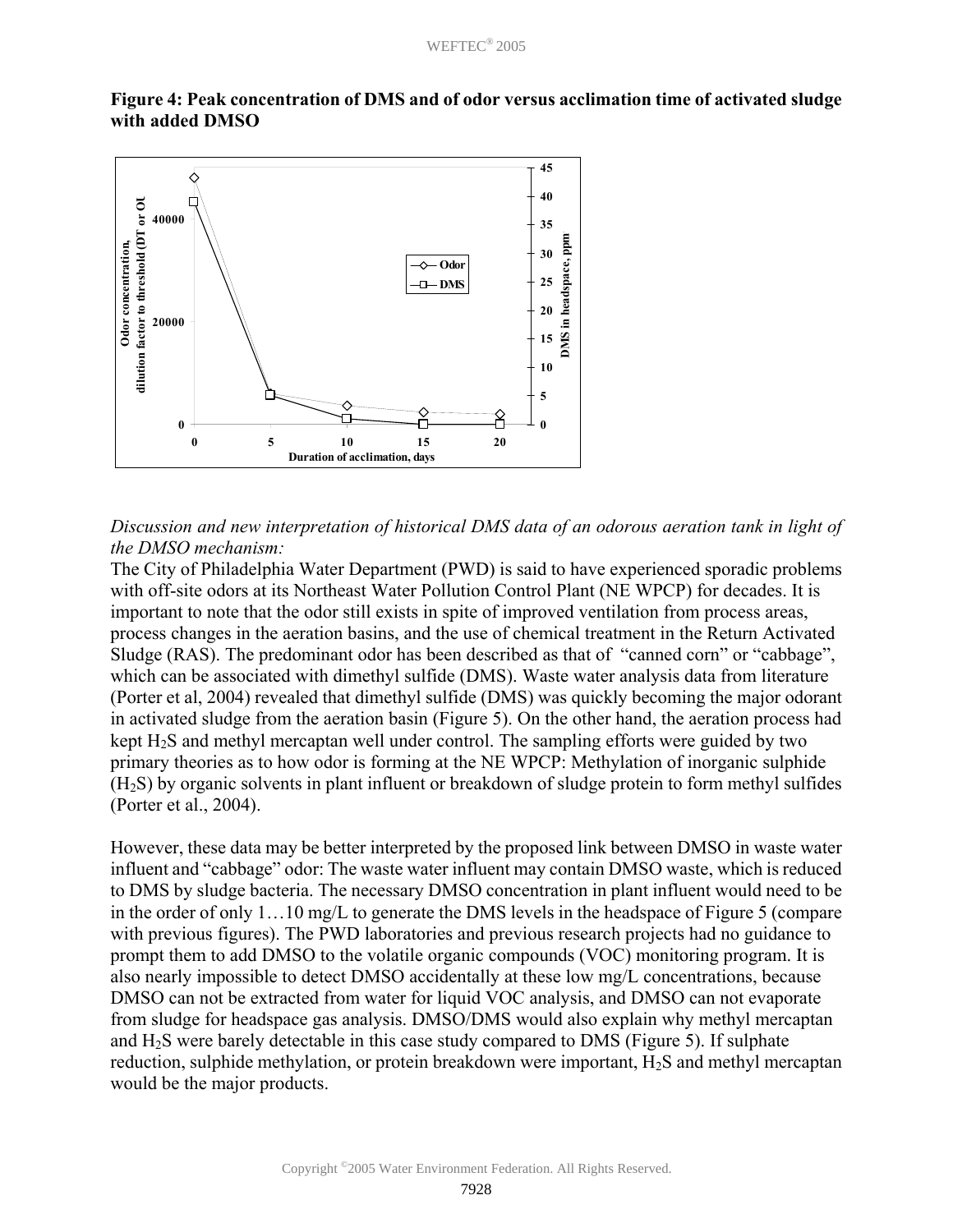**Figure 4: Peak concentration of DMS and of odor versus acclimation time of activated sludge with added DMSO**

*Discussion and new interpretation of historical DMS data of an odorous aeration tank in light of the DMSO mechanism:*

The City of Philadelphia Water Department (PWD) is said to have experienced sporadic problems with off-site odors at its Northeast Water Pollution Control Plant (NE WPCP) for decades. It is important to note that the odor still exists in spite of improved ventilation from process areas, process changes in the aeration basins, and the use of chemical treatment in the Return Activated Sludge (RAS). The predominant odor has been described as that of "canned corn" or "cabbage", which can be associated with dimethyl sulfide (DMS). Waste water analysis data from literature (Porter et al, 2004) revealed that dimethyl sulfide (DMS) was quickly becoming the major odorant in activated sludge from the aeration basin (Figure 5). On the other hand, the aeration process had kept $H_2S$ and methyl mercaptan well under control. The sampling efforts were guided by two primary theories as to how odor is forming at the NE WPCP: Methylation of inorganic sulphide ($H_2S$) by organic solvents in plant influent or breakdown of sludge protein to form methyl sulfides (Porter et al., 2004).

However, these data may be better interpreted by the proposed link between DMSO in waste water influent and "cabbage" odor: The waste water influent may contain DMSO waste, which is reduced to DMS by sludge bacteria. The necessary DMSO concentration in plant influent would need to be in the order of only 1…10 mg/L to generate the DMS levels in the headspace of Figure 5 (compare with previous figures). The PWD laboratories and previous research projects had no guidance to prompt them to add DMSO to the volatile organic compounds (VOC) monitoring program. It is also nearly impossible to detect DMSO accidentally at these low mg/L concentrations, because DMSO can not be extracted from water for liquid VOC analysis, and DMSO can not evaporate from sludge for headspace gas analysis. DMSO/DMS would also explain why methyl mercaptan and $H_2S$ were barely detectable in this case study compared to DMS (Figure 5). If sulphate reduction, sulphide methylation, or protein breakdown were important, $H_2S$ and methyl mercaptan would be the major products.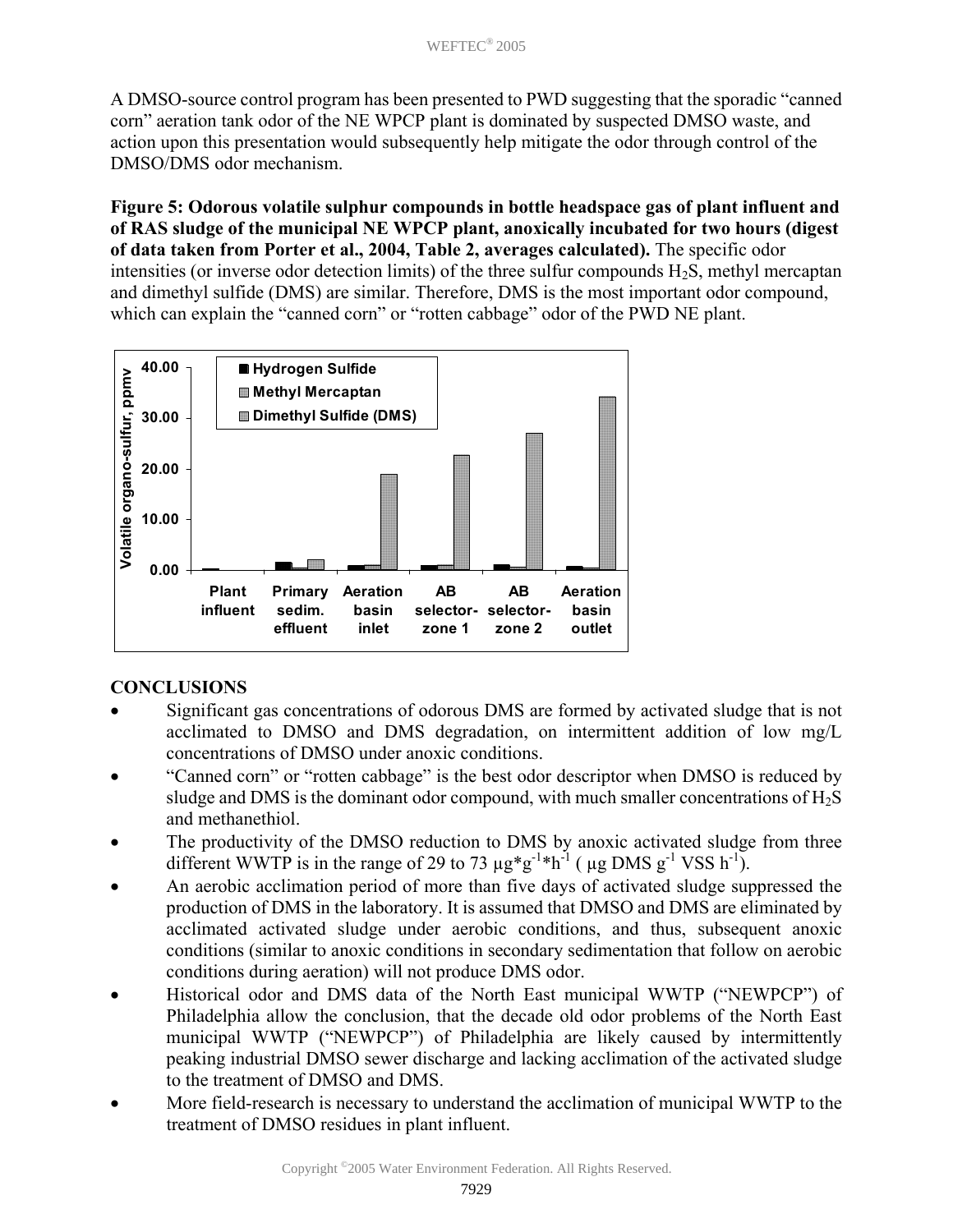A DMSO-source control program has been presented to PWD suggesting that the sporadic "canned corn" aeration tank odor of the NE WPCP plant is dominated by suspected DMSO waste, and action upon this presentation would subsequently help mitigate the odor through control of the DMSO/DMS odor mechanism.

**Figure 5: Odorous volatile sulphur compounds in bottle headspace gas of plant influent and of RAS sludge of the municipal NE WPCP plant, anoxically incubated for two hours (digest of data taken from Porter et al., 2004, Table 2, averages calculated).** The specific odor intensities (or inverse odor detection limits) of the three sulfur compounds $H_2S$, methyl mercaptan and dimethyl sulfide (DMS) are similar. Therefore, DMS is the most important odor compound, which can explain the "canned corn" or "rotten cabbage" odor of the PWD NE plant.

## CONCLUSIONS

- Significant gas concentrations of odorous DMS are formed by activated sludge that is not acclimated to DMSO and DMS degradation, on intermittent addition of low mg/L concentrations of DMSO under anoxic conditions.
- "Canned corn" or "rotten cabbage" is the best odor descriptor when DMSO is reduced by sludge and DMS is the dominant odor compound, with much smaller concentrations of $H_2S$ and methanethiol.
- The productivity of the DMSO reduction to DMS by anoxic activated sludge from three different WWTP is in the range of 29 to 73 $\mu g*g^{-1}*h^{-1}$ ( $\mu g$ DMS $g^{-1}$ VSS $h^{-1}$).
- An aerobic acclimation period of more than five days of activated sludge suppressed the production of DMS in the laboratory. It is assumed that DMSO and DMS are eliminated by acclimated activated sludge under aerobic conditions, and thus, subsequent anoxic conditions (similar to anoxic conditions in secondary sedimentation that follow on aerobic conditions during aeration) will not produce DMS odor.
- Historical odor and DMS data of the North East municipal WWTP ("NEWPCP") of Philadelphia allow the conclusion, that the decade old odor problems of the North East municipal WWTP ("NEWPCP") of Philadelphia are likely caused by intermittently peaking industrial DMSO sewer discharge and lacking acclimation of the activated sludge to the treatment of DMSO and DMS.
- More field-research is necessary to understand the acclimation of municipal WWTP to the treatment of DMSO residues in plant influent.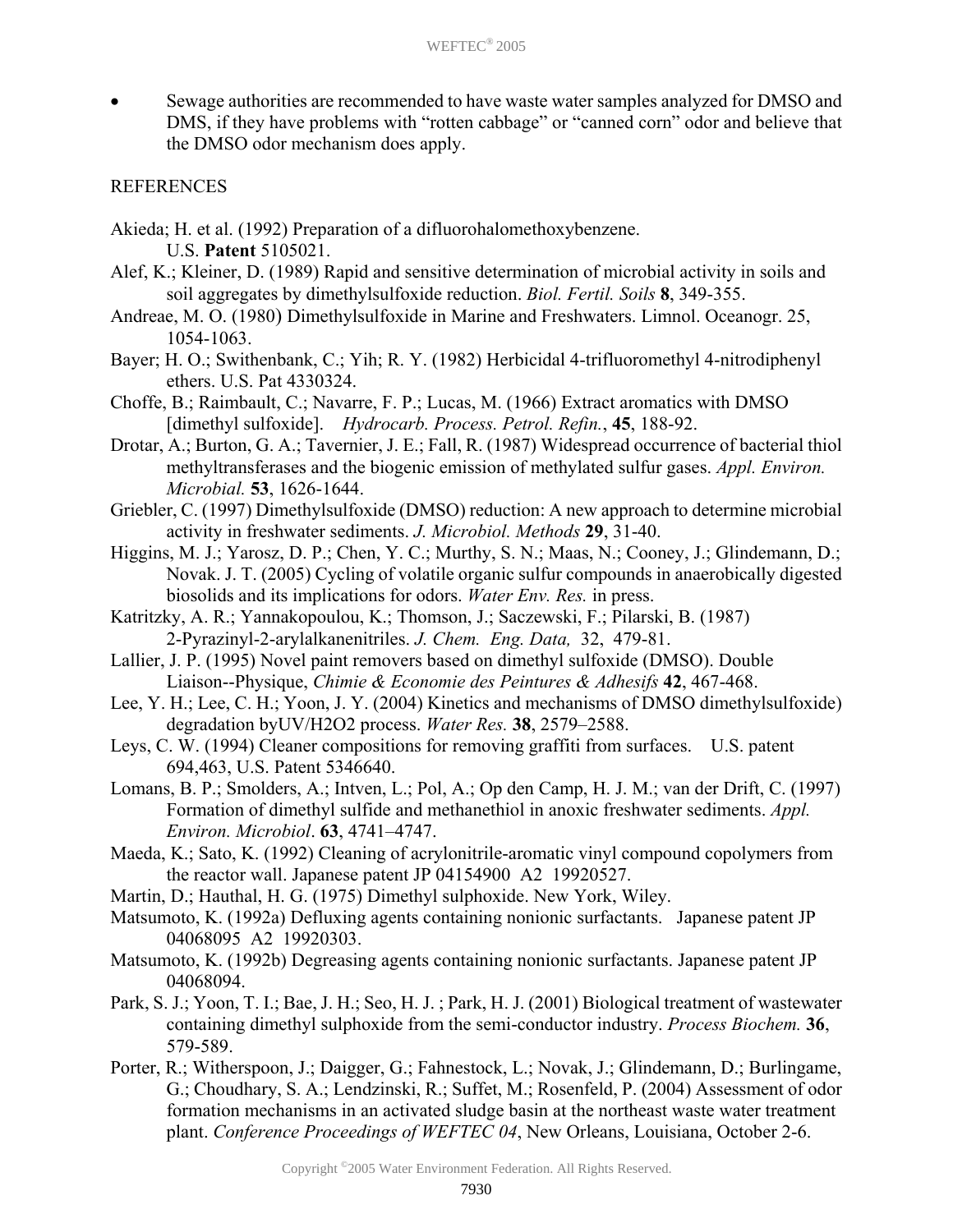- Sewage authorities are recommended to have waste water samples analyzed for DMSO and DMS, if they have problems with "rotten cabbage" or "canned corn" odor and believe that the DMSO odor mechanism does apply.

## REFERENCES

Akieda; H. et al. (1992) Preparation of a difluorohalomethoxybenzene. U.S. **Patent** 5105021.

Alef, K.; Kleiner, D. (1989) Rapid and sensitive determination of microbial activity in soils and soil aggregates by dimethylsulfoxide reduction. *Biol. Fertil. Soils* **8**, 349-355.

Andreae, M. O. (1980) Dimethylsulfoxide in Marine and Freshwaters. Limnol. Oceanogr. 25, 1054-1063.

Bayer; H. O.; Swithenbank, C.; Yih; R. Y. (1982) Herbicidal 4-trifluoromethyl 4-nitrodiphenyl ethers. U.S. Pat 4330324.

Choffe, B.; Raimbault, C.; Navarre, F. P.; Lucas, M. (1966) Extract aromatics with DMSO [dimethyl sulfoxide]. *Hydrocarb. Process. Petrol. Refin.*, **45**, 188-92.

Drotar, A.; Burton, G. A.; Tavernier, J. E.; Fall, R. (1987) Widespread occurrence of bacterial thiol methyltransferases and the biogenic emission of methylated sulfur gases. *Appl. Environ. Microbial.* **53**, 1626-1644.

Griebler, C. (1997) Dimethylsulfoxide (DMSO) reduction: A new approach to determine microbial activity in freshwater sediments. *J. Microbiol. Methods* **29**, 31-40.

Higgins, M. J.; Yarosz, D. P.; Chen, Y. C.; Murthy, S. N.; Maas, N.; Cooney, J.; Glindemann, D.; Novak. J. T. (2005) Cycling of volatile organic sulfur compounds in anaerobically digested biosolids and its implications for odors. *Water Env. Res.* in press.

Katritzky, A. R.; Yannakopoulou, K.; Thomson, J.; Saczewski, F.; Pilarski, B. (1987) 2-Pyrazinyl-2-arylalkanenitriles. *J. Chem. Eng. Data,* 32, 479-81.

Lallier, J. P. (1995) Novel paint removers based on dimethyl sulfoxide (DMSO). Double Liaison--Physique, *Chimie & Economie des Peintures & Adhesifs* **42**, 467-468.

Lee, Y. H.; Lee, C. H.; Yoon, J. Y. (2004) Kinetics and mechanisms of DMSO dimethylsulfoxide) degradation byUV/H2O2 process. *Water Res.* **38**, 2579–2588.

Leys, C. W. (1994) Cleaner compositions for removing graffiti from surfaces. U.S. patent 694,463, U.S. Patent 5346640.

Lomans, B. P.; Smolders, A.; Intven, L.; Pol, A.; Op den Camp, H. J. M.; van der Drift, C. (1997) Formation of dimethyl sulfide and methanethiol in anoxic freshwater sediments. *Appl. Environ. Microbiol*. **63**, 4741–4747.

Maeda, K.; Sato, K. (1992) Cleaning of acrylonitrile-aromatic vinyl compound copolymers from the reactor wall. Japanese patent JP 04154900 A2 19920527.

Martin, D.; Hauthal, H. G. (1975) Dimethyl sulphoxide. New York, Wiley.

Matsumoto, K. (1992a) Defluxing agents containing nonionic surfactants. Japanese patent JP 04068095 A2 19920303.

Matsumoto, K. (1992b) Degreasing agents containing nonionic surfactants. Japanese patent JP 04068094.

Park, S. J.; Yoon, T. I.; Bae, J. H.; Seo, H. J. ; Park, H. J. (2001) Biological treatment of wastewater containing dimethyl sulphoxide from the semi-conductor industry. *Process Biochem.* **36**, 579-589.

Porter, R.; Witherspoon, J.; Daigger, G.; Fahnestock, L.; Novak, J.; Glindemann, D.; Burlingame, G.; Choudhary, S. A.; Lendzinski, R.; Suffet, M.; Rosenfeld, P. (2004) Assessment of odor formation mechanisms in an activated sludge basin at the northeast waste water treatment plant. *Conference Proceedings of WEFTEC 04*, New Orleans, Louisiana, October 2-6.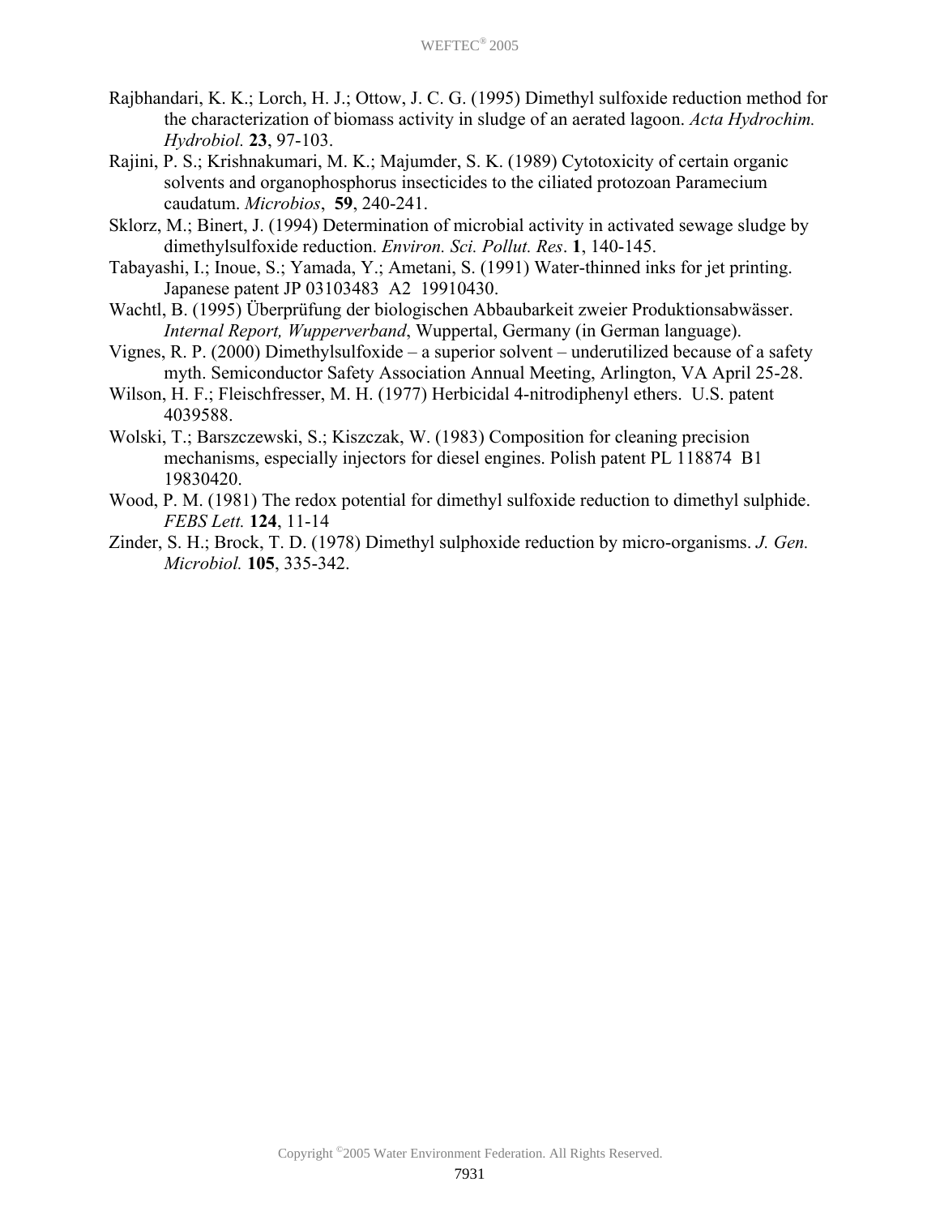Rajbhandari, K. K.; Lorch, H. J.; Ottow, J. C. G. (1995) Dimethyl sulfoxide reduction method for the characterization of biomass activity in sludge of an aerated lagoon. *Acta Hydrochim. Hydrobiol.* **23**, 97-103.

Rajini, P. S.; Krishnakumari, M. K.; Majumder, S. K. (1989) Cytotoxicity of certain organic solvents and organophosphorus insecticides to the ciliated protozoan Paramecium caudatum. *Microbios*, **59**, 240-241.

Sklorz, M.; Binert, J. (1994) Determination of microbial activity in activated sewage sludge by dimethylsulfoxide reduction. *Environ. Sci. Pollut. Res*. **1**, 140-145.

Tabayashi, I.; Inoue, S.; Yamada, Y.; Ametani, S. (1991) Water-thinned inks for jet printing. Japanese patent JP 03103483 A2 19910430.

Wachtl, B. (1995) Überprüfung der biologischen Abbaubarkeit zweier Produktionsabwässer. *Internal Report, Wupperverband*, Wuppertal, Germany (in German language).

Vignes, R. P. (2000) Dimethylsulfoxide – a superior solvent – underutilized because of a safety myth. Semiconductor Safety Association Annual Meeting, Arlington, VA April 25-28.

Wilson, H. F.; Fleischfresser, M. H. (1977) Herbicidal 4-nitrodiphenyl ethers. U.S. patent 4039588.

Wolski, T.; Barszczewski, S.; Kiszczak, W. (1983) Composition for cleaning precision mechanisms, especially injectors for diesel engines. Polish patent PL 118874 B1 19830420.

Wood, P. M. (1981) The redox potential for dimethyl sulfoxide reduction to dimethyl sulphide. *FEBS Lett.* **124**, 11-14

Zinder, S. H.; Brock, T. D. (1978) Dimethyl sulphoxide reduction by micro-organisms. *J. Gen. Microbiol.* **105**, 335-342.